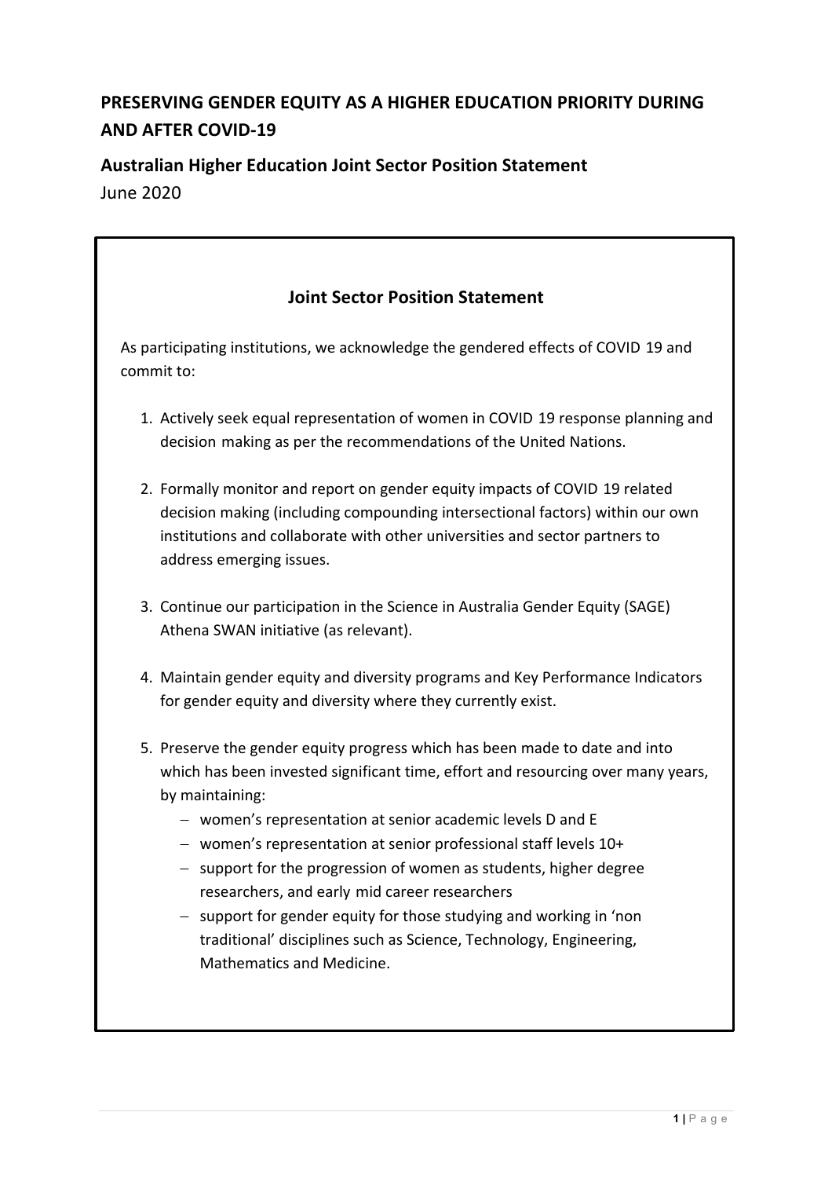# PRESERVING GENDER EQUITY AS A HIGHER EDUCATION PRIORITY DURING AND AFTER COVID-19

## Australian Higher Education Joint Sector Position Statement

June 2020

### Joint Sector Position Statement

As participating institutions, we acknowledge the gendered effects of COVID 19 and commit to:

1. Actively seek equal representation of women in COVID 19 response planning and decision making as per the recommendations of the United Nations.

2. Formally monitor and report on gender equity impacts of COVID 19 related decision making (including compounding intersectional factors) within our own institutions and collaborate with other universities and sector partners to address emerging issues.

3. Continue our participation in the Science in Australia Gender Equity (SAGE) Athena SWAN initiative (as relevant).

4. Maintain gender equity and diversity programs and Key Performance Indicators for gender equity and diversity where they currently exist.

5. Preserve the gender equity progress which has been made to date and into which has been invested significant time, effort and resourcing over many years, by maintaining:
   - women's representation at senior academic levels D and E
   - women's representation at senior professional staff levels 10+
   - support for the progression of women as students, higher degree researchers, and early mid career researchers
   - support for gender equity for those studying and working in 'non traditional' disciplines such as Science, Technology, Engineering, Mathematics and Medicine.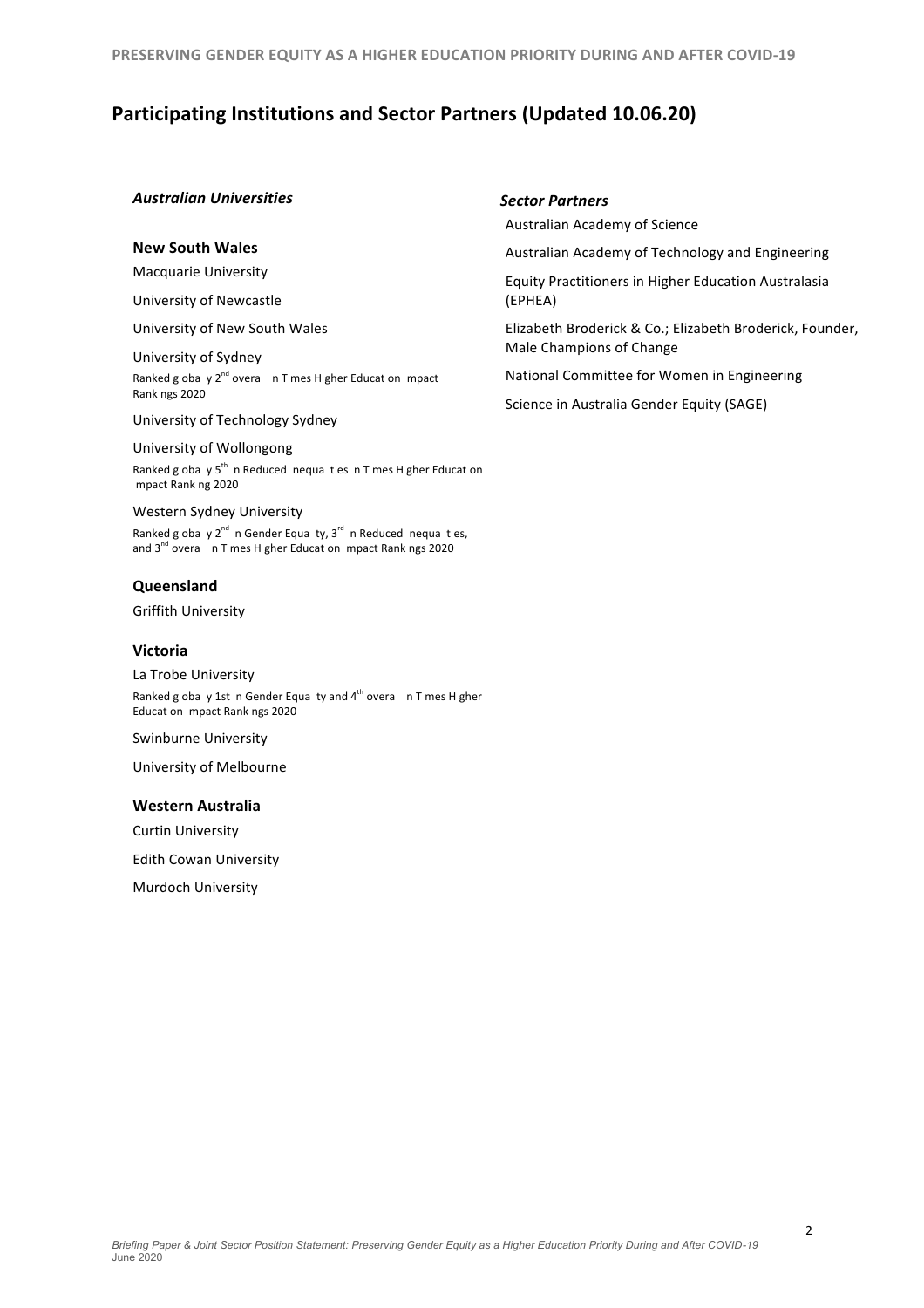# Participating Institutions and Sector Partners (Updated 10.06.20)

### *Australian Universities*

**New South Wales**

Macquarie University

University of Newcastle

University of New South Wales

University of Sydney
Ranked globally 2nd overall in Times Higher Education Impact Rankings 2020

University of Technology Sydney

University of Wollongong
Ranked globally 5th in Reduced Inequalities in Times Higher Education Impact Ranking 2020

Western Sydney University
Ranked globally 2nd in Gender Equality, 3rd in Reduced Inequalities, and 3rd overall in Times Higher Education Impact Rankings 2020

**Queensland**

Griffith University

**Victoria**

La Trobe University
Ranked globally 1st in Gender Equality and 4th overall in Times Higher Education Impact Rankings 2020

Swinburne University

University of Melbourne

**Western Australia**

Curtin University

Edith Cowan University

Murdoch University

### *Sector Partners*

Australian Academy of Science

Australian Academy of Technology and Engineering

Equity Practitioners in Higher Education Australasia (EPHEA)

Elizabeth Broderick & Co.; Elizabeth Broderick, Founder, Male Champions of Change

National Committee for Women in Engineering

Science in Australia Gender Equity (SAGE)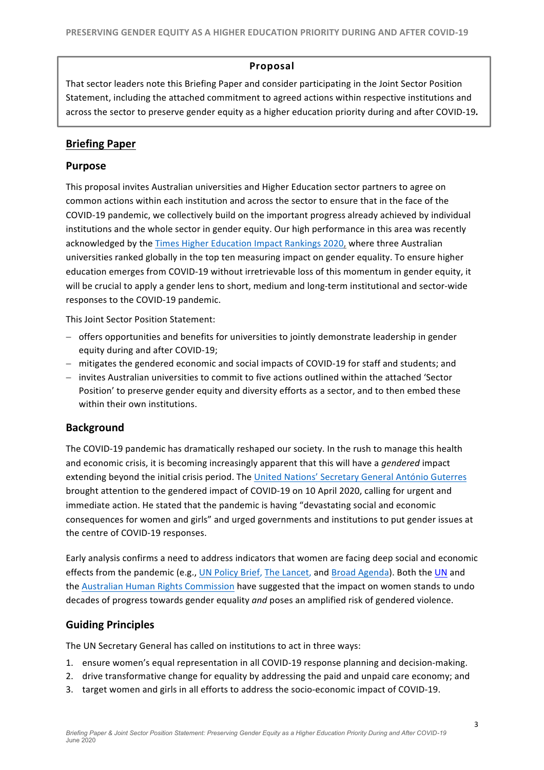**Proposal**

That sector leaders note this Briefing Paper and consider participating in the Joint Sector Position Statement, including the attached commitment to agreed actions within respective institutions and across the sector to preserve gender equity as a higher education priority during and after COVID-19*.*

## Briefing Paper

### Purpose

This proposal invites Australian universities and Higher Education sector partners to agree on common actions within each institution and across the sector to ensure that in the face of the COVID-19 pandemic, we collectively build on the important progress already achieved by individual institutions and the whole sector in gender equity. Our high performance in this area was recently acknowledged by the Times Higher Education Impact Rankings 2020, where three Australian universities ranked globally in the top ten measuring impact on gender equality. To ensure higher education emerges from COVID-19 without irretrievable loss of this momentum in gender equity, it will be crucial to apply a gender lens to short, medium and long-term institutional and sector-wide responses to the COVID-19 pandemic.

This Joint Sector Position Statement:

- offers opportunities and benefits for universities to jointly demonstrate leadership in gender equity during and after COVID-19;
- mitigates the gendered economic and social impacts of COVID-19 for staff and students; and
- invites Australian universities to commit to five actions outlined within the attached 'Sector Position' to preserve gender equity and diversity efforts as a sector, and to then embed these within their own institutions.

### Background

The COVID-19 pandemic has dramatically reshaped our society. In the rush to manage this health and economic crisis, it is becoming increasingly apparent that this will have a *gendered* impact extending beyond the initial crisis period. The United Nations' Secretary General António Guterres brought attention to the gendered impact of COVID-19 on 10 April 2020, calling for urgent and immediate action. He stated that the pandemic is having "devastating social and economic consequences for women and girls" and urged governments and institutions to put gender issues at the centre of COVID-19 responses.

Early analysis confirms a need to address indicators that women are facing deep social and economic effects from the pandemic (e.g., UN Policy Brief, The Lancet, and Broad Agenda). Both the UN and the Australian Human Rights Commission have suggested that the impact on women stands to undo decades of progress towards gender equality *and* poses an amplified risk of gendered violence.

### Guiding Principles

The UN Secretary General has called on institutions to act in three ways:

1. ensure women's equal representation in all COVID-19 response planning and decision-making.
2. drive transformative change for equality by addressing the paid and unpaid care economy; and
3. target women and girls in all efforts to address the socio-economic impact of COVID-19.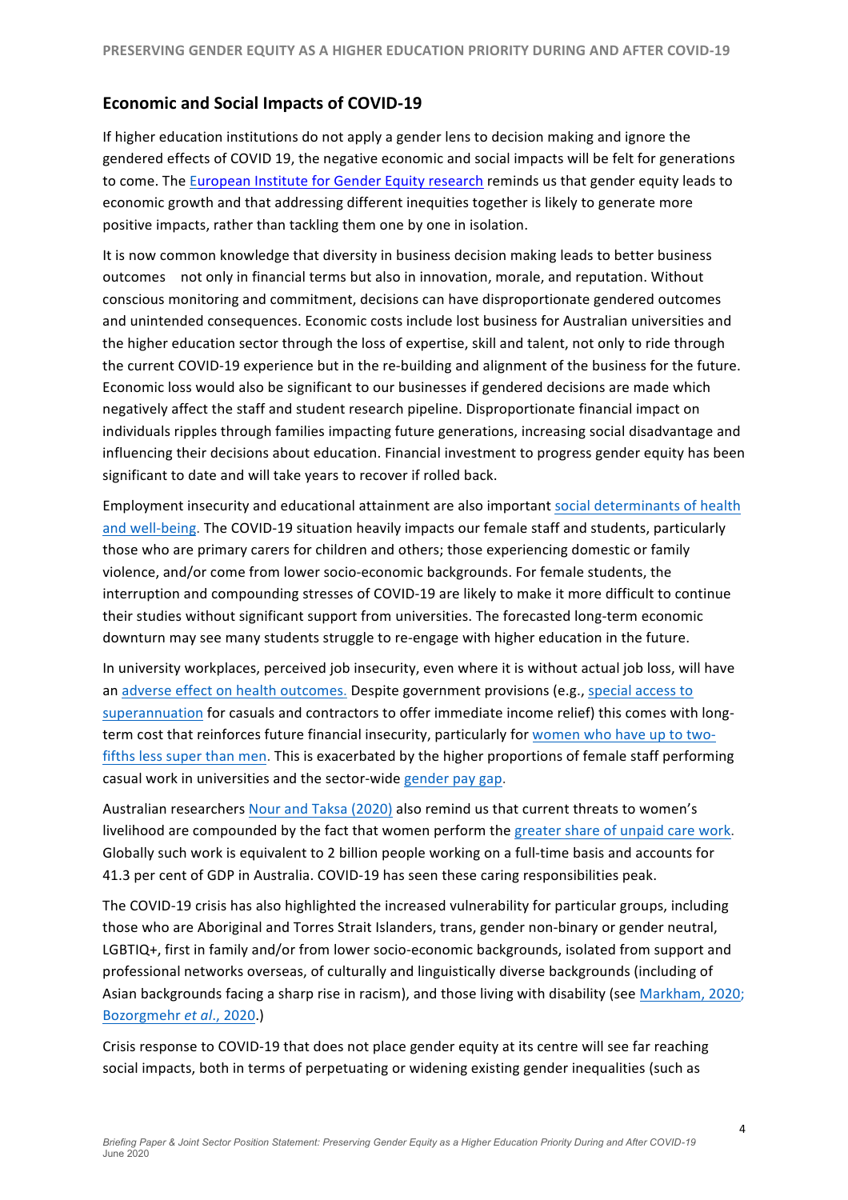## Economic and Social Impacts of COVID-19

If higher education institutions do not apply a gender lens to decision making and ignore the gendered effects of COVID 19, the negative economic and social impacts will be felt for generations to come. The European Institute for Gender Equity research reminds us that gender equity leads to economic growth and that addressing different inequities together is likely to generate more positive impacts, rather than tackling them one by one in isolation.

It is now common knowledge that diversity in business decision making leads to better business outcomes not only in financial terms but also in innovation, morale, and reputation. Without conscious monitoring and commitment, decisions can have disproportionate gendered outcomes and unintended consequences. Economic costs include lost business for Australian universities and the higher education sector through the loss of expertise, skill and talent, not only to ride through the current COVID-19 experience but in the re-building and alignment of the business for the future. Economic loss would also be significant to our businesses if gendered decisions are made which negatively affect the staff and student research pipeline. Disproportionate financial impact on individuals ripples through families impacting future generations, increasing social disadvantage and influencing their decisions about education. Financial investment to progress gender equity has been significant to date and will take years to recover if rolled back.

Employment insecurity and educational attainment are also important social determinants of health and well-being. The COVID-19 situation heavily impacts our female staff and students, particularly those who are primary carers for children and others; those experiencing domestic or family violence, and/or come from lower socio-economic backgrounds. For female students, the interruption and compounding stresses of COVID-19 are likely to make it more difficult to continue their studies without significant support from universities. The forecasted long-term economic downturn may see many students struggle to re-engage with higher education in the future.

In university workplaces, perceived job insecurity, even where it is without actual job loss, will have an adverse effect on health outcomes. Despite government provisions (e.g., special access to superannuation for casuals and contractors to offer immediate income relief) this comes with long-term cost that reinforces future financial insecurity, particularly for women who have up to two-fifths less super than men. This is exacerbated by the higher proportions of female staff performing casual work in universities and the sector-wide gender pay gap.

Australian researchers Nour and Taksa (2020) also remind us that current threats to women's livelihood are compounded by the fact that women perform the greater share of unpaid care work. Globally such work is equivalent to 2 billion people working on a full-time basis and accounts for 41.3 per cent of GDP in Australia. COVID-19 has seen these caring responsibilities peak.

The COVID-19 crisis has also highlighted the increased vulnerability for particular groups, including those who are Aboriginal and Torres Strait Islanders, trans, gender non-binary or gender neutral, LGBTIQ+, first in family and/or from lower socio-economic backgrounds, isolated from support and professional networks overseas, of culturally and linguistically diverse backgrounds (including of Asian backgrounds facing a sharp rise in racism), and those living with disability (see Markham, 2020; Bozorgmehr *et al*., 2020.)

Crisis response to COVID-19 that does not place gender equity at its centre will see far reaching social impacts, both in terms of perpetuating or widening existing gender inequalities (such as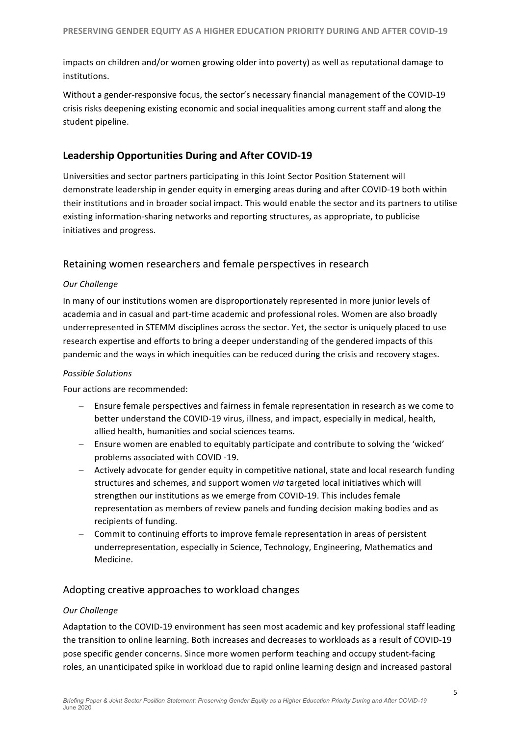impacts on children and/or women growing older into poverty) as well as reputational damage to institutions.

Without a gender-responsive focus, the sector's necessary financial management of the COVID-19 crisis risks deepening existing economic and social inequalities among current staff and along the student pipeline.

## Leadership Opportunities During and After COVID-19

Universities and sector partners participating in this Joint Sector Position Statement will demonstrate leadership in gender equity in emerging areas during and after COVID-19 both within their institutions and in broader social impact. This would enable the sector and its partners to utilise existing information-sharing networks and reporting structures, as appropriate, to publicise initiatives and progress.

### Retaining women researchers and female perspectives in research

*Our Challenge*

In many of our institutions women are disproportionately represented in more junior levels of academia and in casual and part-time academic and professional roles. Women are also broadly underrepresented in STEMM disciplines across the sector. Yet, the sector is uniquely placed to use research expertise and efforts to bring a deeper understanding of the gendered impacts of this pandemic and the ways in which inequities can be reduced during the crisis and recovery stages.

*Possible Solutions*

Four actions are recommended:

- Ensure female perspectives and fairness in female representation in research as we come to better understand the COVID-19 virus, illness, and impact, especially in medical, health, allied health, humanities and social sciences teams.
- Ensure women are enabled to equitably participate and contribute to solving the 'wicked' problems associated with COVID -19.
- Actively advocate for gender equity in competitive national, state and local research funding structures and schemes, and support women *via* targeted local initiatives which will strengthen our institutions as we emerge from COVID-19. This includes female representation as members of review panels and funding decision making bodies and as recipients of funding.
- Commit to continuing efforts to improve female representation in areas of persistent underrepresentation, especially in Science, Technology, Engineering, Mathematics and Medicine.

### Adopting creative approaches to workload changes

*Our Challenge*

Adaptation to the COVID-19 environment has seen most academic and key professional staff leading the transition to online learning. Both increases and decreases to workloads as a result of COVID-19 pose specific gender concerns. Since more women perform teaching and occupy student-facing roles, an unanticipated spike in workload due to rapid online learning design and increased pastoral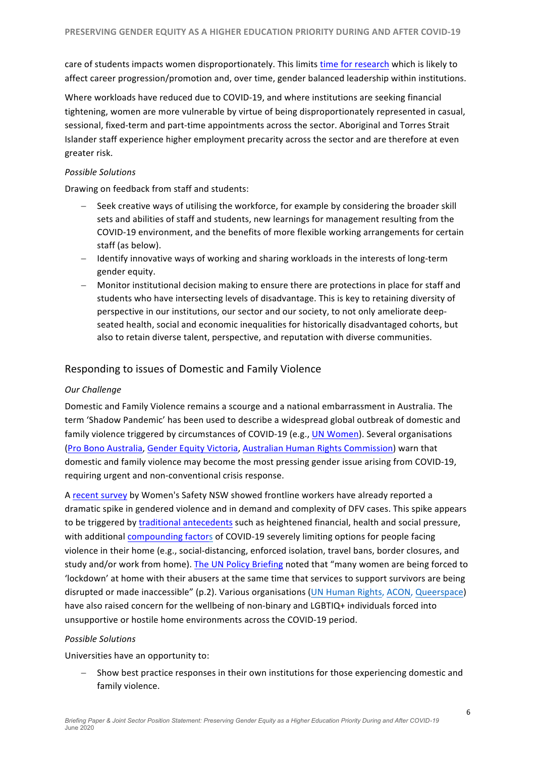care of students impacts women disproportionately. This limits time for research which is likely to affect career progression/promotion and, over time, gender balanced leadership within institutions.

Where workloads have reduced due to COVID-19, and where institutions are seeking financial tightening, women are more vulnerable by virtue of being disproportionately represented in casual, sessional, fixed-term and part-time appointments across the sector. Aboriginal and Torres Strait Islander staff experience higher employment precarity across the sector and are therefore at even greater risk.

*Possible Solutions*

Drawing on feedback from staff and students:

- Seek creative ways of utilising the workforce, for example by considering the broader skill sets and abilities of staff and students, new learnings for management resulting from the COVID-19 environment, and the benefits of more flexible working arrangements for certain staff (as below).
- Identify innovative ways of working and sharing workloads in the interests of long-term gender equity.
- Monitor institutional decision making to ensure there are protections in place for staff and students who have intersecting levels of disadvantage. This is key to retaining diversity of perspective in our institutions, our sector and our society, to not only ameliorate deep-seated health, social and economic inequalities for historically disadvantaged cohorts, but also to retain diverse talent, perspective, and reputation with diverse communities.

## Responding to issues of Domestic and Family Violence

*Our Challenge*

Domestic and Family Violence remains a scourge and a national embarrassment in Australia. The term 'Shadow Pandemic' has been used to describe a widespread global outbreak of domestic and family violence triggered by circumstances of COVID-19 (e.g., UN Women). Several organisations (Pro Bono Australia, Gender Equity Victoria, Australian Human Rights Commission) warn that domestic and family violence may become the most pressing gender issue arising from COVID-19, requiring urgent and non-conventional crisis response.

A recent survey by Women's Safety NSW showed frontline workers have already reported a dramatic spike in gendered violence and in demand and complexity of DFV cases. This spike appears to be triggered by traditional antecedents such as heightened financial, health and social pressure, with additional compounding factors of COVID-19 severely limiting options for people facing violence in their home (e.g., social-distancing, enforced isolation, travel bans, border closures, and study and/or work from home). The UN Policy Briefing noted that "many women are being forced to 'lockdown' at home with their abusers at the same time that services to support survivors are being disrupted or made inaccessible" (p.2). Various organisations (UN Human Rights, ACON, Queerspace) have also raised concern for the wellbeing of non-binary and LGBTIQ+ individuals forced into unsupportive or hostile home environments across the COVID-19 period.

*Possible Solutions*

Universities have an opportunity to:

- Show best practice responses in their own institutions for those experiencing domestic and family violence.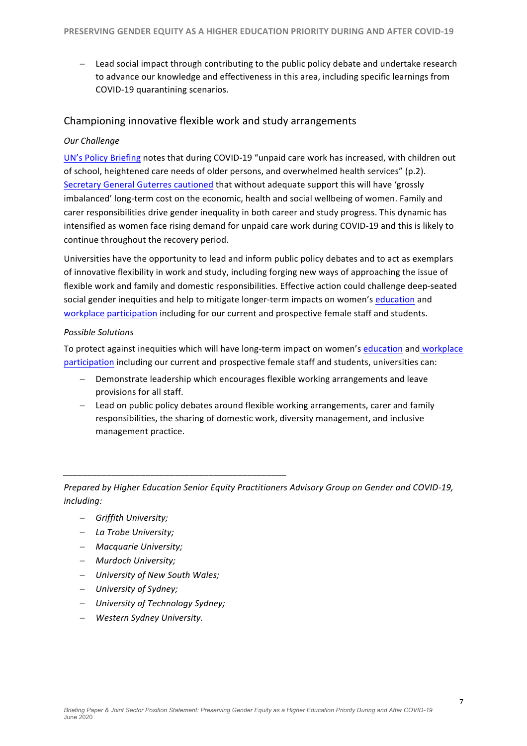- Lead social impact through contributing to the public policy debate and undertake research to advance our knowledge and effectiveness in this area, including specific learnings from COVID-19 quarantining scenarios.

## Championing innovative flexible work and study arrangements

*Our Challenge*

UN's Policy Briefing notes that during COVID-19 "unpaid care work has increased, with children out of school, heightened care needs of older persons, and overwhelmed health services" (p.2). Secretary General Guterres cautioned that without adequate support this will have 'grossly imbalanced' long-term cost on the economic, health and social wellbeing of women. Family and carer responsibilities drive gender inequality in both career and study progress. This dynamic has intensified as women face rising demand for unpaid care work during COVID-19 and this is likely to continue throughout the recovery period.

Universities have the opportunity to lead and inform public policy debates and to act as exemplars of innovative flexibility in work and study, including forging new ways of approaching the issue of flexible work and family and domestic responsibilities. Effective action could challenge deep-seated social gender inequities and help to mitigate longer-term impacts on women's education and workplace participation including for our current and prospective female staff and students.

*Possible Solutions*

To protect against inequities which will have long-term impact on women's education and workplace participation including our current and prospective female staff and students, universities can:

- Demonstrate leadership which encourages flexible working arrangements and leave provisions for all staff.
- Lead on public policy debates around flexible working arrangements, carer and family responsibilities, the sharing of domestic work, diversity management, and inclusive management practice.

---

*Prepared by Higher Education Senior Equity Practitioners Advisory Group on Gender and COVID-19, including:*

- *Griffith University;*
- *La Trobe University;*
- *Macquarie University;*
- *Murdoch University;*
- *University of New South Wales;*
- *University of Sydney;*
- *University of Technology Sydney;*
- *Western Sydney University.*